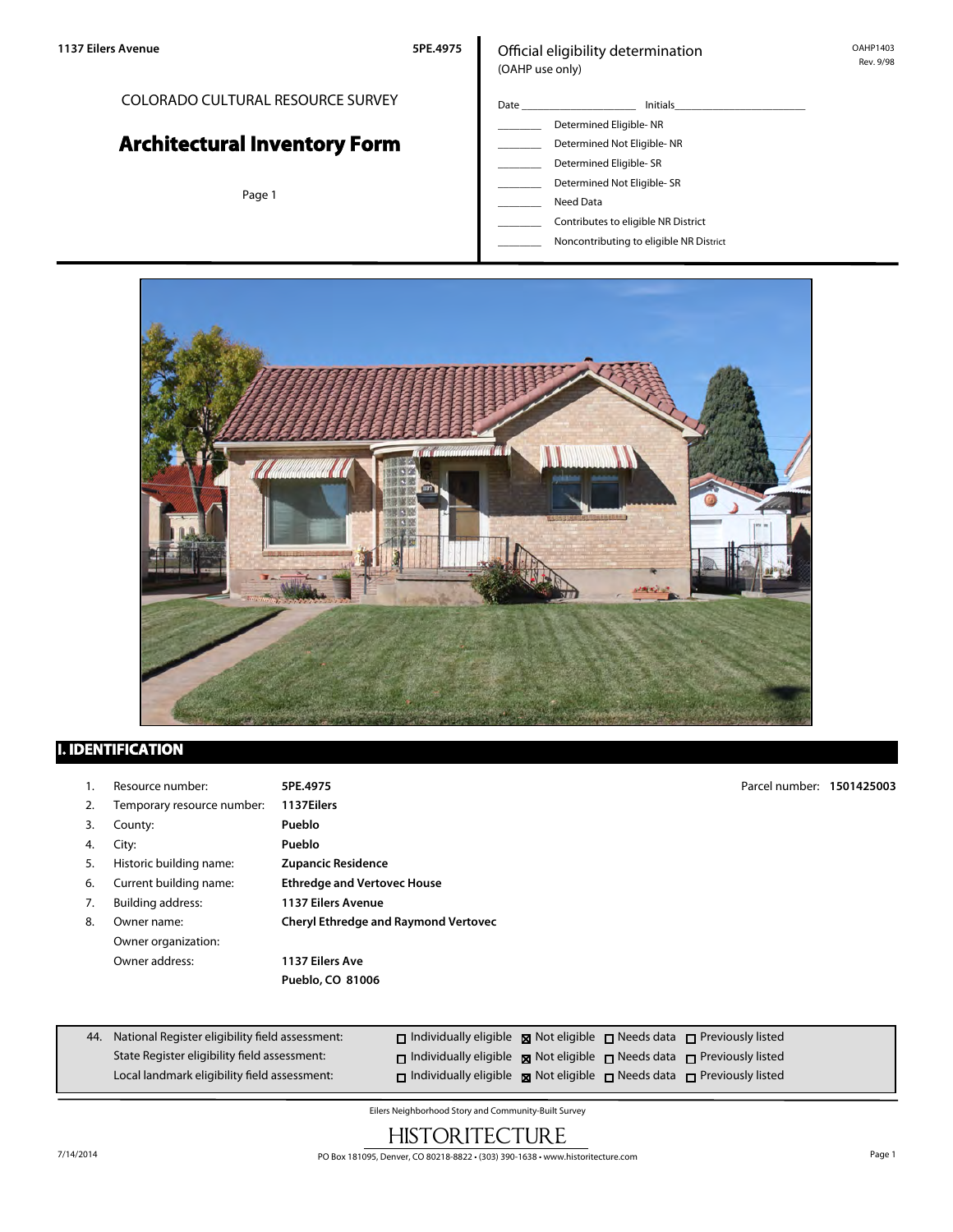1137 Eilers Avenue 5PE.4975

COLORADO CULTURAL RESOURCE SURVEY

# Architectural Inventory Form

Official eligibility determination
(OAHP use only)

OAHP1403
Rev. 9/98

Date ____________________ Initials______________________

________ Determined Eligible- NR
________ Determined Not Eligible- NR
________ Determined Eligible- SR
________ Determined Not Eligible- SR
________ Need Data
________ Contributes to eligible NR District
________ Noncontributing to eligible NR District

## I. IDENTIFICATION

1. Resource number: **5PE.4975** Parcel number: **1501425003**
2. Temporary resource number: **1137Eilers**
3. County: **Pueblo**
4. City: **Pueblo**
5. Historic building name: **Zupancic Residence**
6. Current building name: **Ethredge and Vertovec House**
7. Building address: **1137 Eilers Avenue**
8. Owner name: **Cheryl Ethredge and Raymond Vertovec**
   Owner organization:
   Owner address: **1137 Eilers Ave**
   **Pueblo, CO 81006**

44. National Register eligibility field assessment: ☐ Individually eligible ☒ Not eligible ☐ Needs data ☐ Previously listed
    State Register eligibility field assessment: ☐ Individually eligible ☒ Not eligible ☐ Needs data ☐ Previously listed
    Local landmark eligibility field assessment: ☐ Individually eligible ☒ Not eligible ☐ Needs data ☐ Previously listed

Eilers Neighborhood Story and Community-Built Survey

HISTORITECTURE
PO Box 181095, Denver, CO 80218-8822 • (303) 390-1638 • www.historitecture.com

7/14/2014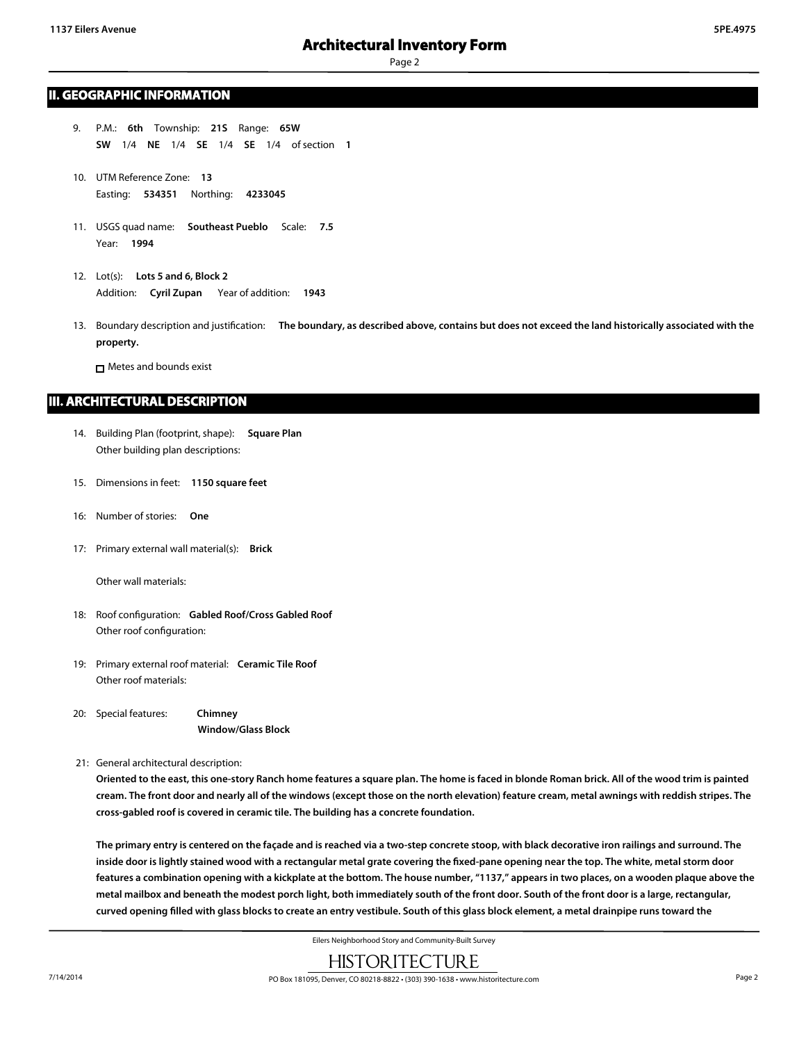## II. GEOGRAPHIC INFORMATION

9. P.M.: **6th** Township: **21S** Range: **65W**
   **SW** 1/4 **NE** 1/4 **SE** 1/4 **SE** 1/4 of section **1**

10. UTM Reference Zone: **13**
    Easting: **534351** Northing: **4233045**

11. USGS quad name: **Southeast Pueblo** Scale: **7.5**
    Year: **1994**

12. Lot(s): **Lots 5 and 6, Block 2**
    Addition: **Cyril Zupan** Year of addition: **1943**

13. Boundary description and justification: **The boundary, as described above, contains but does not exceed the land historically associated with the property.**

    ☐ Metes and bounds exist

## III. ARCHITECTURAL DESCRIPTION

14. Building Plan (footprint, shape): **Square Plan**
    Other building plan descriptions:

15. Dimensions in feet: **1150 square feet**

16: Number of stories: **One**

17: Primary external wall material(s): **Brick**

    Other wall materials:

18: Roof configuration: **Gabled Roof/Cross Gabled Roof**
    Other roof configuration:

19: Primary external roof material: **Ceramic Tile Roof**
    Other roof materials:

20: Special features: **Chimney**
    **Window/Glass Block**

21: General architectural description:

**Oriented to the east, this one-story Ranch home features a square plan. The home is faced in blonde Roman brick. All of the wood trim is painted cream. The front door and nearly all of the windows (except those on the north elevation) feature cream, metal awnings with reddish stripes. The cross-gabled roof is covered in ceramic tile. The building has a concrete foundation.**

**The primary entry is centered on the façade and is reached via a two-step concrete stoop, with black decorative iron railings and surround. The inside door is lightly stained wood with a rectangular metal grate covering the fixed-pane opening near the top. The white, metal storm door features a combination opening with a kickplate at the bottom. The house number, "1137," appears in two places, on a wooden plaque above the metal mailbox and beneath the modest porch light, both immediately south of the front door. South of the front door is a large, rectangular, curved opening filled with glass blocks to create an entry vestibule. South of this glass block element, a metal drainpipe runs toward the**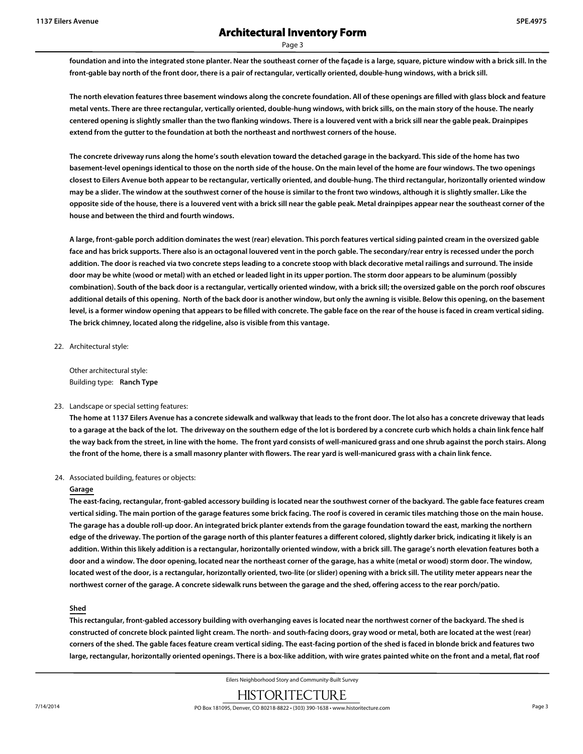**foundation and into the integrated stone planter. Near the southeast corner of the façade is a large, square, picture window with a brick sill. In the front-gable bay north of the front door, there is a pair of rectangular, vertically oriented, double-hung windows, with a brick sill.**

**The north elevation features three basement windows along the concrete foundation. All of these openings are filled with glass block and feature metal vents. There are three rectangular, vertically oriented, double-hung windows, with brick sills, on the main story of the house. The nearly centered opening is slightly smaller than the two flanking windows. There is a louvered vent with a brick sill near the gable peak. Drainpipes extend from the gutter to the foundation at both the northeast and northwest corners of the house.**

**The concrete driveway runs along the home's south elevation toward the detached garage in the backyard. This side of the home has two basement-level openings identical to those on the north side of the house. On the main level of the home are four windows. The two openings closest to Eilers Avenue both appear to be rectangular, vertically oriented, and double-hung. The third rectangular, horizontally oriented window may be a slider. The window at the southwest corner of the house is similar to the front two windows, although it is slightly smaller. Like the opposite side of the house, there is a louvered vent with a brick sill near the gable peak. Metal drainpipes appear near the southeast corner of the house and between the third and fourth windows.**

**A large, front-gable porch addition dominates the west (rear) elevation. This porch features vertical siding painted cream in the oversized gable face and has brick supports. There also is an octagonal louvered vent in the porch gable. The secondary/rear entry is recessed under the porch addition. The door is reached via two concrete steps leading to a concrete stoop with black decorative metal railings and surround. The inside door may be white (wood or metal) with an etched or leaded light in its upper portion. The storm door appears to be aluminum (possibly combination). South of the back door is a rectangular, vertically oriented window, with a brick sill; the oversized gable on the porch roof obscures additional details of this opening. North of the back door is another window, but only the awning is visible. Below this opening, on the basement level, is a former window opening that appears to be filled with concrete. The gable face on the rear of the house is faced in cream vertical siding. The brick chimney, located along the ridgeline, also is visible from this vantage.**

22. Architectural style:

    Other architectural style:
    Building type: **Ranch Type**

23. Landscape or special setting features:

    **The home at 1137 Eilers Avenue has a concrete sidewalk and walkway that leads to the front door. The lot also has a concrete driveway that leads to a garage at the back of the lot. The driveway on the southern edge of the lot is bordered by a concrete curb which holds a chain link fence half the way back from the street, in line with the home. The front yard consists of well-manicured grass and one shrub against the porch stairs. Along the front of the home, there is a small masonry planter with flowers. The rear yard is well-manicured grass with a chain link fence.**

24. Associated building, features or objects:

    **Garage**

    **The east-facing, rectangular, front-gabled accessory building is located near the southwest corner of the backyard. The gable face features cream vertical siding. The main portion of the garage features some brick facing. The roof is covered in ceramic tiles matching those on the main house. The garage has a double roll-up door. An integrated brick planter extends from the garage foundation toward the east, marking the northern edge of the driveway. The portion of the garage north of this planter features a different colored, slightly darker brick, indicating it likely is an addition. Within this likely addition is a rectangular, horizontally oriented window, with a brick sill. The garage's north elevation features both a door and a window. The door opening, located near the northeast corner of the garage, has a white (metal or wood) storm door. The window, located west of the door, is a rectangular, horizontally oriented, two-lite (or slider) opening with a brick sill. The utility meter appears near the northwest corner of the garage. A concrete sidewalk runs between the garage and the shed, offering access to the rear porch/patio.**

    **Shed**

    **This rectangular, front-gabled accessory building with overhanging eaves is located near the northwest corner of the backyard. The shed is constructed of concrete block painted light cream. The north- and south-facing doors, gray wood or metal, both are located at the west (rear) corners of the shed. The gable faces feature cream vertical siding. The east-facing portion of the shed is faced in blonde brick and features two large, rectangular, horizontally oriented openings. There is a box-like addition, with wire grates painted white on the front and a metal, flat roof**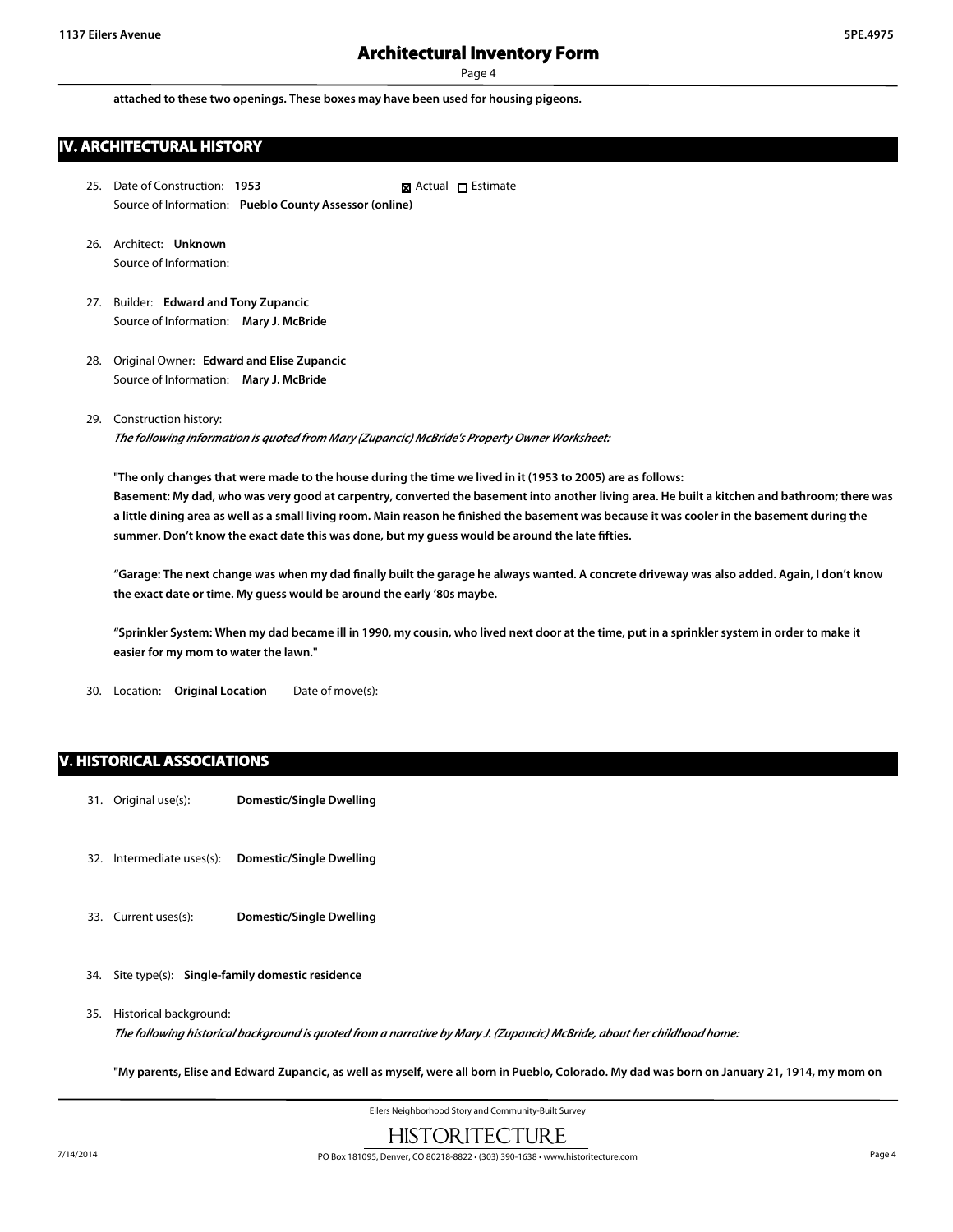**attached to these two openings. These boxes may have been used for housing pigeons.**

## IV. ARCHITECTURAL HISTORY

25. Date of Construction: **1953** ☒ Actual ☐ Estimate
    Source of Information: **Pueblo County Assessor (online)**

26. Architect: **Unknown**
    Source of Information:

27. Builder: **Edward and Tony Zupancic**
    Source of Information: **Mary J. McBride**

28. Original Owner: **Edward and Elise Zupancic**
    Source of Information: **Mary J. McBride**

29. Construction history:
    *The following information is quoted from Mary (Zupancic) McBride's Property Owner Worksheet:*

    **"The only changes that were made to the house during the time we lived in it (1953 to 2005) are as follows:**
    **Basement: My dad, who was very good at carpentry, converted the basement into another living area. He built a kitchen and bathroom; there was a little dining area as well as a small living room. Main reason he finished the basement was because it was cooler in the basement during the summer. Don't know the exact date this was done, but my guess would be around the late fifties.**

    **"Garage: The next change was when my dad finally built the garage he always wanted. A concrete driveway was also added. Again, I don't know the exact date or time. My guess would be around the early '80s maybe.**

    **"Sprinkler System: When my dad became ill in 1990, my cousin, who lived next door at the time, put in a sprinkler system in order to make it easier for my mom to water the lawn."**

30. Location: **Original Location** Date of move(s):

## V. HISTORICAL ASSOCIATIONS

31. Original use(s): **Domestic/Single Dwelling**

32. Intermediate uses(s): **Domestic/Single Dwelling**

33. Current uses(s): **Domestic/Single Dwelling**

34. Site type(s): **Single-family domestic residence**

35. Historical background:
    *The following historical background is quoted from a narrative by Mary J. (Zupancic) McBride, about her childhood home:*

    **"My parents, Elise and Edward Zupancic, as well as myself, were all born in Pueblo, Colorado. My dad was born on January 21, 1914, my mom on**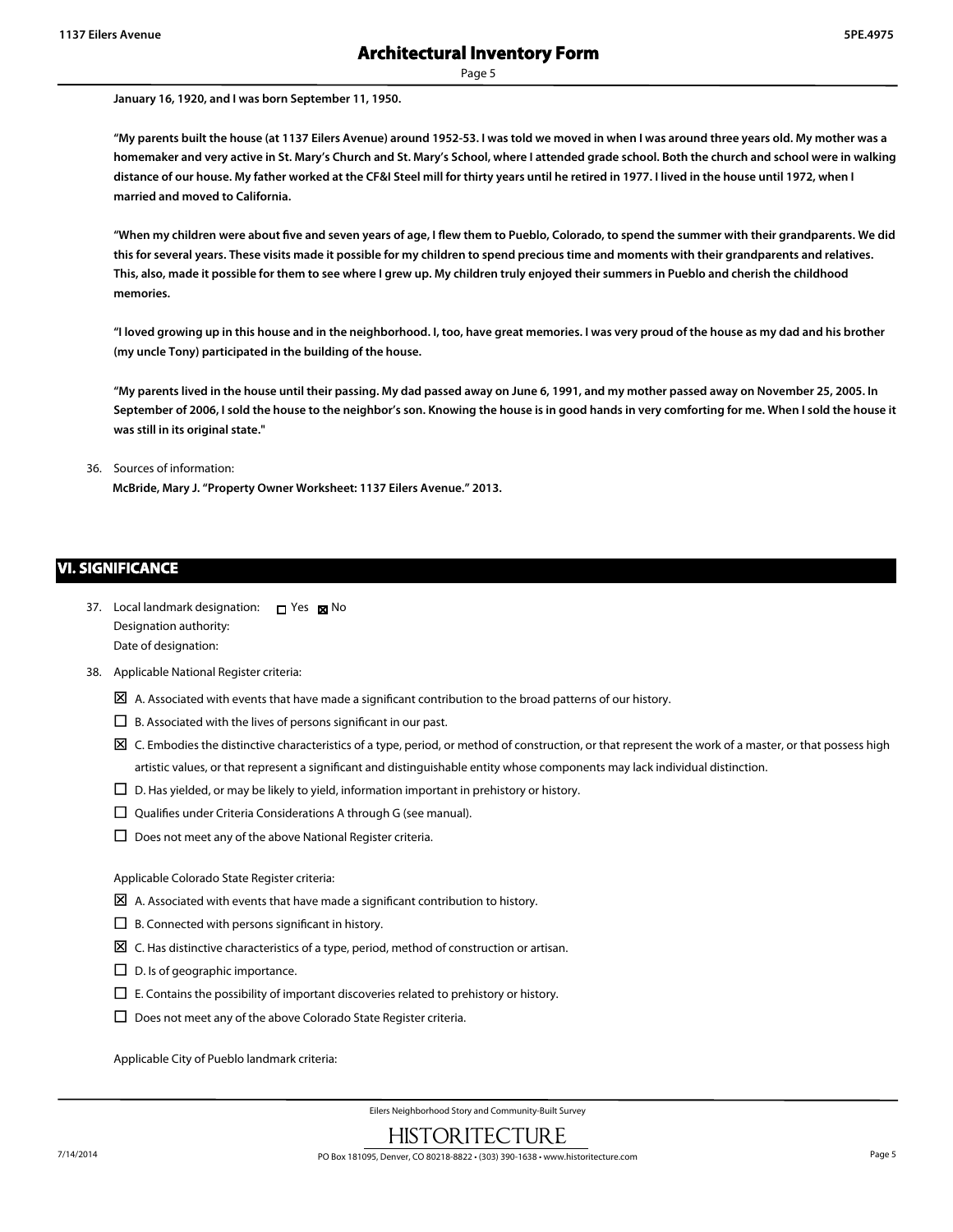**January 16, 1920, and I was born September 11, 1950.**

**"My parents built the house (at 1137 Eilers Avenue) around 1952-53. I was told we moved in when I was around three years old. My mother was a homemaker and very active in St. Mary's Church and St. Mary's School, where I attended grade school. Both the church and school were in walking distance of our house. My father worked at the CF&I Steel mill for thirty years until he retired in 1977. I lived in the house until 1972, when I married and moved to California.**

**"When my children were about five and seven years of age, I flew them to Pueblo, Colorado, to spend the summer with their grandparents. We did this for several years. These visits made it possible for my children to spend precious time and moments with their grandparents and relatives. This, also, made it possible for them to see where I grew up. My children truly enjoyed their summers in Pueblo and cherish the childhood memories.**

**"I loved growing up in this house and in the neighborhood. I, too, have great memories. I was very proud of the house as my dad and his brother (my uncle Tony) participated in the building of the house.**

**"My parents lived in the house until their passing. My dad passed away on June 6, 1991, and my mother passed away on November 25, 2005. In September of 2006, I sold the house to the neighbor's son. Knowing the house is in good hands in very comforting for me. When I sold the house it was still in its original state."**

36. Sources of information:
    **McBride, Mary J. "Property Owner Worksheet: 1137 Eilers Avenue." 2013.**

## VI. SIGNIFICANCE

37. Local landmark designation: ☐ Yes ☒ No
    Designation authority:
    Date of designation:

38. Applicable National Register criteria:

    ☒ A. Associated with events that have made a significant contribution to the broad patterns of our history.

    ☐ B. Associated with the lives of persons significant in our past.

    ☒ C. Embodies the distinctive characteristics of a type, period, or method of construction, or that represent the work of a master, or that possess high artistic values, or that represent a significant and distinguishable entity whose components may lack individual distinction.

    ☐ D. Has yielded, or may be likely to yield, information important in prehistory or history.

    ☐ Qualifies under Criteria Considerations A through G (see manual).

    ☐ Does not meet any of the above National Register criteria.

    Applicable Colorado State Register criteria:

    ☒ A. Associated with events that have made a significant contribution to history.

    ☐ B. Connected with persons significant in history.

    ☒ C. Has distinctive characteristics of a type, period, method of construction or artisan.

    ☐ D. Is of geographic importance.

    ☐ E. Contains the possibility of important discoveries related to prehistory or history.

    ☐ Does not meet any of the above Colorado State Register criteria.

    Applicable City of Pueblo landmark criteria: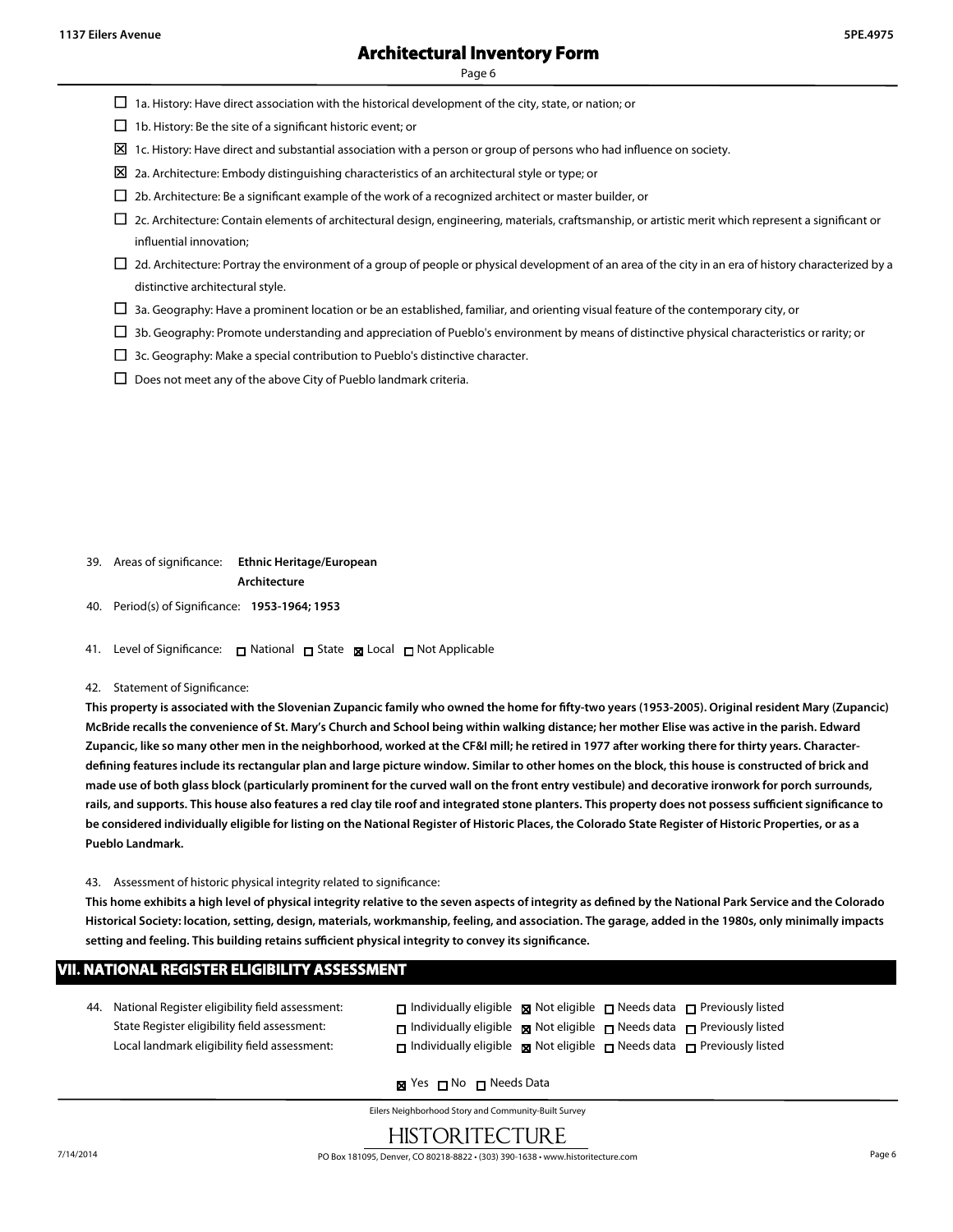- ☐ 1a. History: Have direct association with the historical development of the city, state, or nation; or
- ☐ 1b. History: Be the site of a significant historic event; or
- ☒ 1c. History: Have direct and substantial association with a person or group of persons who had influence on society.
- ☒ 2a. Architecture: Embody distinguishing characteristics of an architectural style or type; or
- ☐ 2b. Architecture: Be a significant example of the work of a recognized architect or master builder, or
- ☐ 2c. Architecture: Contain elements of architectural design, engineering, materials, craftsmanship, or artistic merit which represent a significant or influential innovation;
- ☐ 2d. Architecture: Portray the environment of a group of people or physical development of an area of the city in an era of history characterized by a distinctive architectural style.
- ☐ 3a. Geography: Have a prominent location or be an established, familiar, and orienting visual feature of the contemporary city, or
- ☐ 3b. Geography: Promote understanding and appreciation of Pueblo's environment by means of distinctive physical characteristics or rarity; or
- ☐ 3c. Geography: Make a special contribution to Pueblo's distinctive character.
- ☐ Does not meet any of the above City of Pueblo landmark criteria.

39. Areas of significance: **Ethnic Heritage/European**
**Architecture**

40. Period(s) of Significance: **1953-1964; 1953**

41. Level of Significance: ☐ National ☐ State ☒ Local ☐ Not Applicable

42. Statement of Significance:

**This property is associated with the Slovenian Zupancic family who owned the home for fifty-two years (1953-2005). Original resident Mary (Zupancic) McBride recalls the convenience of St. Mary's Church and School being within walking distance; her mother Elise was active in the parish. Edward Zupancic, like so many other men in the neighborhood, worked at the CF&I mill; he retired in 1977 after working there for thirty years. Character-defining features include its rectangular plan and large picture window. Similar to other homes on the block, this house is constructed of brick and made use of both glass block (particularly prominent for the curved wall on the front entry vestibule) and decorative ironwork for porch surrounds, rails, and supports. This house also features a red clay tile roof and integrated stone planters. This property does not possess sufficient significance to be considered individually eligible for listing on the National Register of Historic Places, the Colorado State Register of Historic Properties, or as a Pueblo Landmark.**

43. Assessment of historic physical integrity related to significance:

**This home exhibits a high level of physical integrity relative to the seven aspects of integrity as defined by the National Park Service and the Colorado Historical Society: location, setting, design, materials, workmanship, feeling, and association. The garage, added in the 1980s, only minimally impacts setting and feeling. This building retains sufficient physical integrity to convey its significance.**

## VII. NATIONAL REGISTER ELIGIBILITY ASSESSMENT

44. National Register eligibility field assessment: ☐ Individually eligible ☒ Not eligible ☐ Needs data ☐ Previously listed
State Register eligibility field assessment: ☐ Individually eligible ☒ Not eligible ☐ Needs data ☐ Previously listed
Local landmark eligibility field assessment: ☐ Individually eligible ☒ Not eligible ☐ Needs data ☐ Previously listed

☒ Yes ☐ No ☐ Needs Data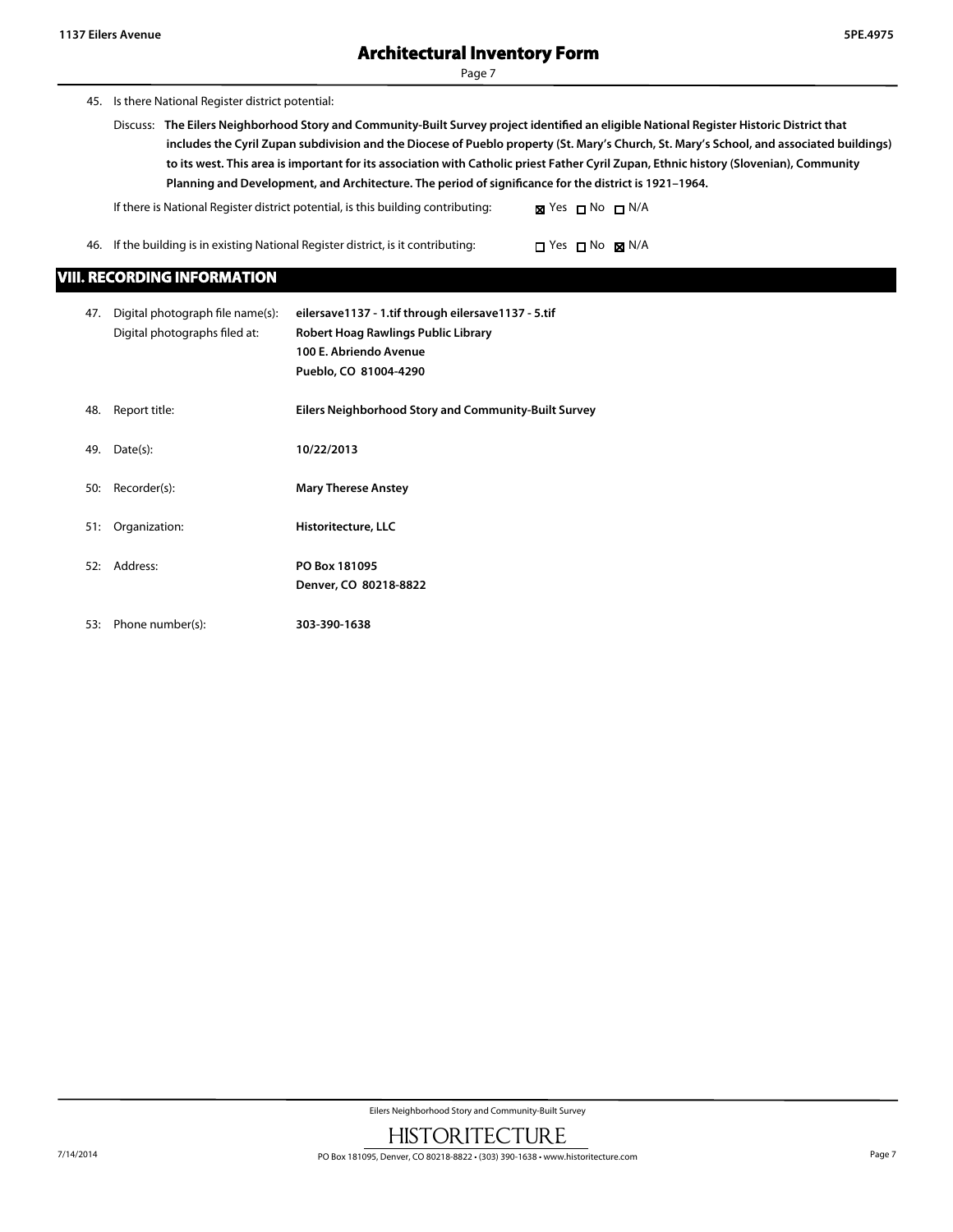45. Is there National Register district potential:

Discuss: **The Eilers Neighborhood Story and Community-Built Survey project identified an eligible National Register Historic District that includes the Cyril Zupan subdivision and the Diocese of Pueblo property (St. Mary's Church, St. Mary's School, and associated buildings) to its west. This area is important for its association with Catholic priest Father Cyril Zupan, Ethnic history (Slovenian), Community Planning and Development, and Architecture. The period of significance for the district is 1921–1964.**

If there is National Register district potential, is this building contributing: ☒ Yes ☐ No ☐ N/A

46. If the building is in existing National Register district, is it contributing: ☐ Yes ☐ No ☒ N/A

## VIII. RECORDING INFORMATION

47. Digital photograph file name(s): **eilersave1137 - 1.tif through eilersave1137 - 5.tif**
Digital photographs filed at: **Robert Hoag Rawlings Public Library**
**100 E. Abriendo Avenue**
**Pueblo, CO 81004-4290**

48. Report title: **Eilers Neighborhood Story and Community-Built Survey**

49. Date(s): **10/22/2013**

50: Recorder(s): **Mary Therese Anstey**

51: Organization: **Historitecture, LLC**

52: Address: **PO Box 181095**
**Denver, CO 80218-8822**

53: Phone number(s): **303-390-1638**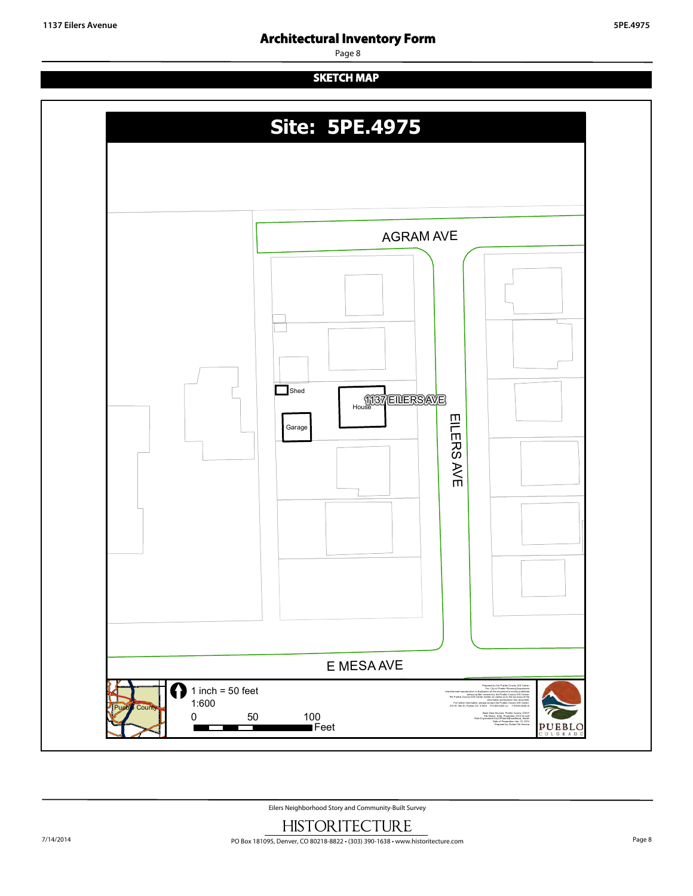# Architectural Inventory Form

## SKETCH MAP

**Site: 5PE.4975**

AGRAM AVE

Shed

1137 EILERS AVE

House

Garage

EILERS AVE

E MESA AVE

Pueblo County

1 inch = 50 feet
1:600

0 50 100
Feet

PUEBLO
COLORADO

Eilers Neighborhood Story and Community-Built Survey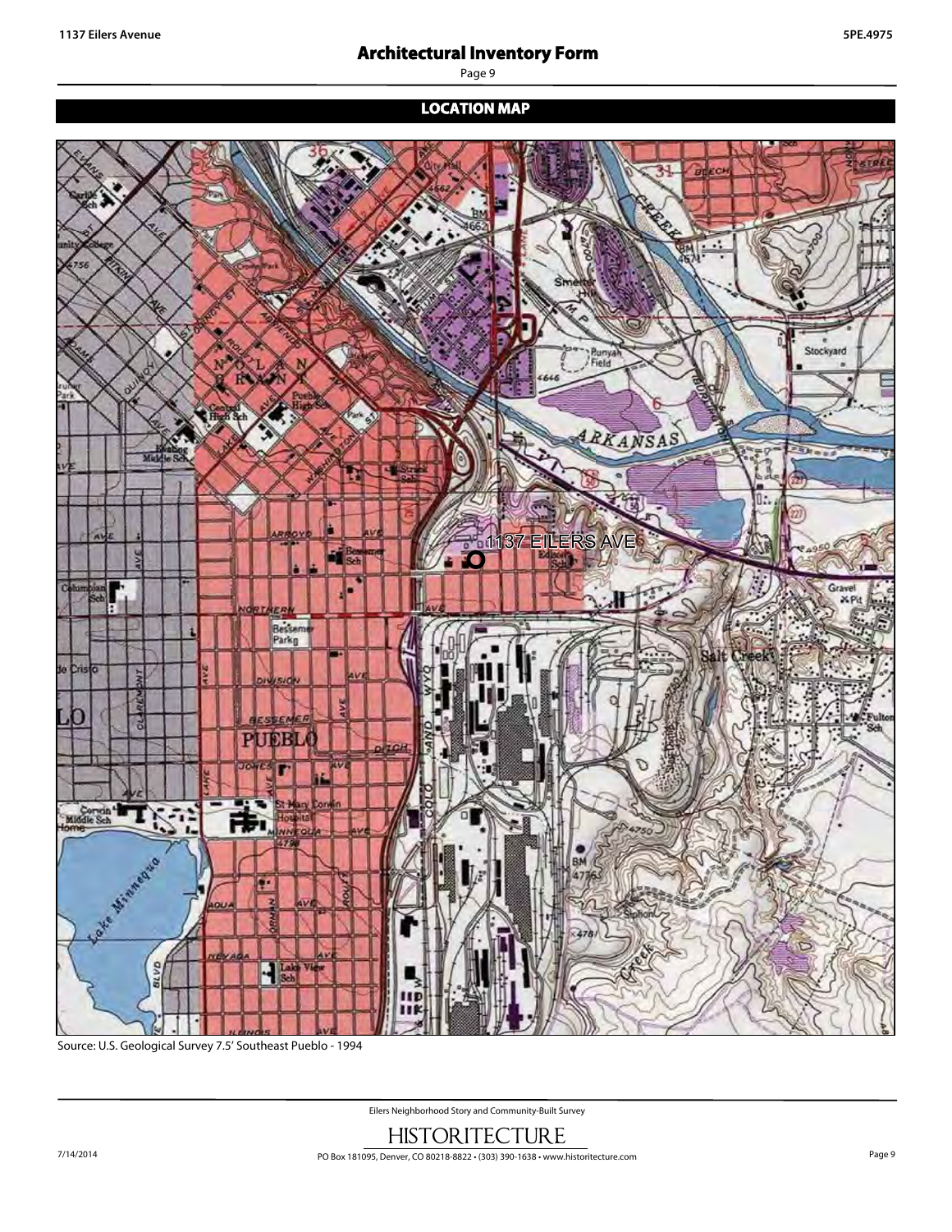## LOCATION MAP

1137 EILERS AVE

Source: U.S. Geological Survey 7.5' Southeast Pueblo - 1994